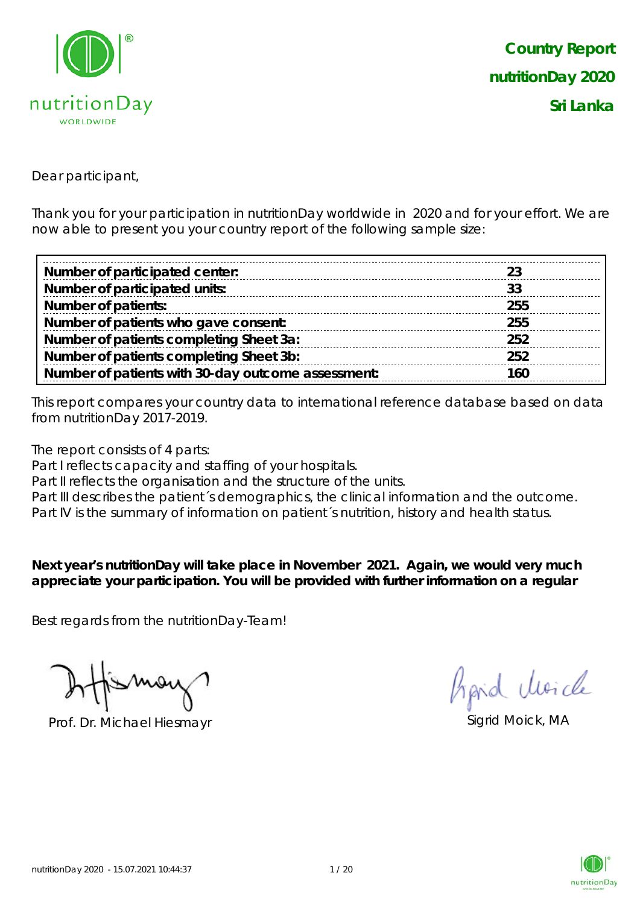# Country Report nutritionDay 2020 Sri Lanka

Dear participant,

Thank you for your participation in nutritionDay worldwide in 2020 and for your effort. We are now able to present you your country report of the following sample size:

| | |
|---|---|
| **Number of participated center:** | **23** |
| **Number of participated units:** | **33** |
| **Number of patients:** | **255** |
| **Number of patients who gave consent:** | **255** |
| **Number of patients completing Sheet 3a:** | **252** |
| **Number of patients completing Sheet 3b:** | **252** |
| **Number of patients with 30-day outcome assessment:** | **160** |

This report compares your country data to international reference database based on data from nutritionDay 2017-2019.

The report consists of 4 parts:
Part I reflects capacity and staffing of your hospitals.
Part II reflects the organisation and the structure of the units.
Part III describes the patient´s demographics, the clinical information and the outcome.
Part IV is the summary of information on patient´s nutrition, history and health status.

**Next year's nutritionDay will take place in November 2021. Again, we would very much appreciate your participation. You will be provided with further information on a regular**

Best regards from the nutritionDay-Team!

Prof. Dr. Michael Hiesmayr

Sigrid Moick, MA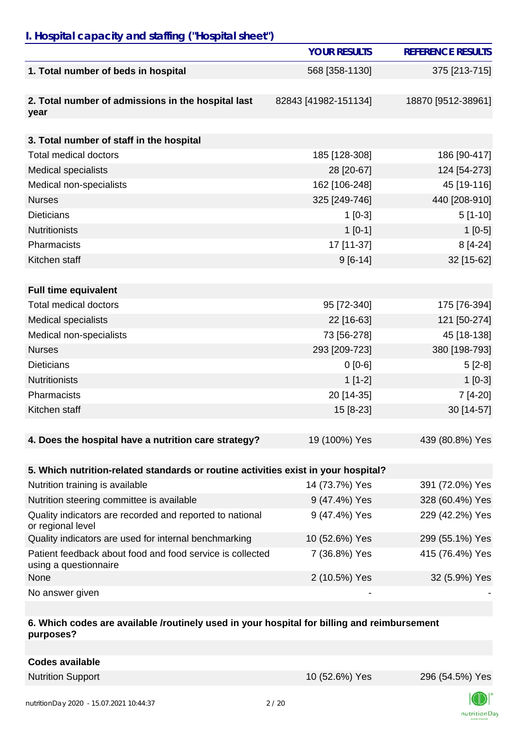## I. Hospital capacity and staffing ("Hospital sheet")

| | YOUR RESULTS | REFERENCE RESULTS |
|---|---|---|
| **1. Total number of beds in hospital** | 568 [358-1130] | 375 [213-715] |
| **2. Total number of admissions in the hospital last year** | 82843 [41982-151134] | 18870 [9512-38961] |
| **3. Total number of staff in the hospital** | | |
| Total medical doctors | 185 [128-308] | 186 [90-417] |
| Medical specialists | 28 [20-67] | 124 [54-273] |
| Medical non-specialists | 162 [106-248] | 45 [19-116] |
| Nurses | 325 [249-746] | 440 [208-910] |
| Dieticians | 1 [0-3] | 5 [1-10] |
| Nutritionists | 1 [0-1] | 1 [0-5] |
| Pharmacists | 17 [11-37] | 8 [4-24] |
| Kitchen staff | 9 [6-14] | 32 [15-62] |
| **Full time equivalent** | | |
| Total medical doctors | 95 [72-340] | 175 [76-394] |
| Medical specialists | 22 [16-63] | 121 [50-274] |
| Medical non-specialists | 73 [56-278] | 45 [18-138] |
| Nurses | 293 [209-723] | 380 [198-793] |
| Dieticians | 0 [0-6] | 5 [2-8] |
| Nutritionists | 1 [1-2] | 1 [0-3] |
| Pharmacists | 20 [14-35] | 7 [4-20] |
| Kitchen staff | 15 [8-23] | 30 [14-57] |
| **4. Does the hospital have a nutrition care strategy?** | 19 (100%) Yes | 439 (80.8%) Yes |
| **5. Which nutrition-related standards or routine activities exist in your hospital?** | | |
| Nutrition training is available | 14 (73.7%) Yes | 391 (72.0%) Yes |
| Nutrition steering committee is available | 9 (47.4%) Yes | 328 (60.4%) Yes |
| Quality indicators are recorded and reported to national or regional level | 9 (47.4%) Yes | 229 (42.2%) Yes |
| Quality indicators are used for internal benchmarking | 10 (52.6%) Yes | 299 (55.1%) Yes |
| Patient feedback about food and food service is collected using a questionnaire | 7 (36.8%) Yes | 415 (76.4%) Yes |
| None | 2 (10.5%) Yes | 32 (5.9%) Yes |
| No answer given | - | - |
| **6. Which codes are available /routinely used in your hospital for billing and reimbursement purposes?** | | |
| **Codes available** | | |
| Nutrition Support | 10 (52.6%) Yes | 296 (54.5%) Yes |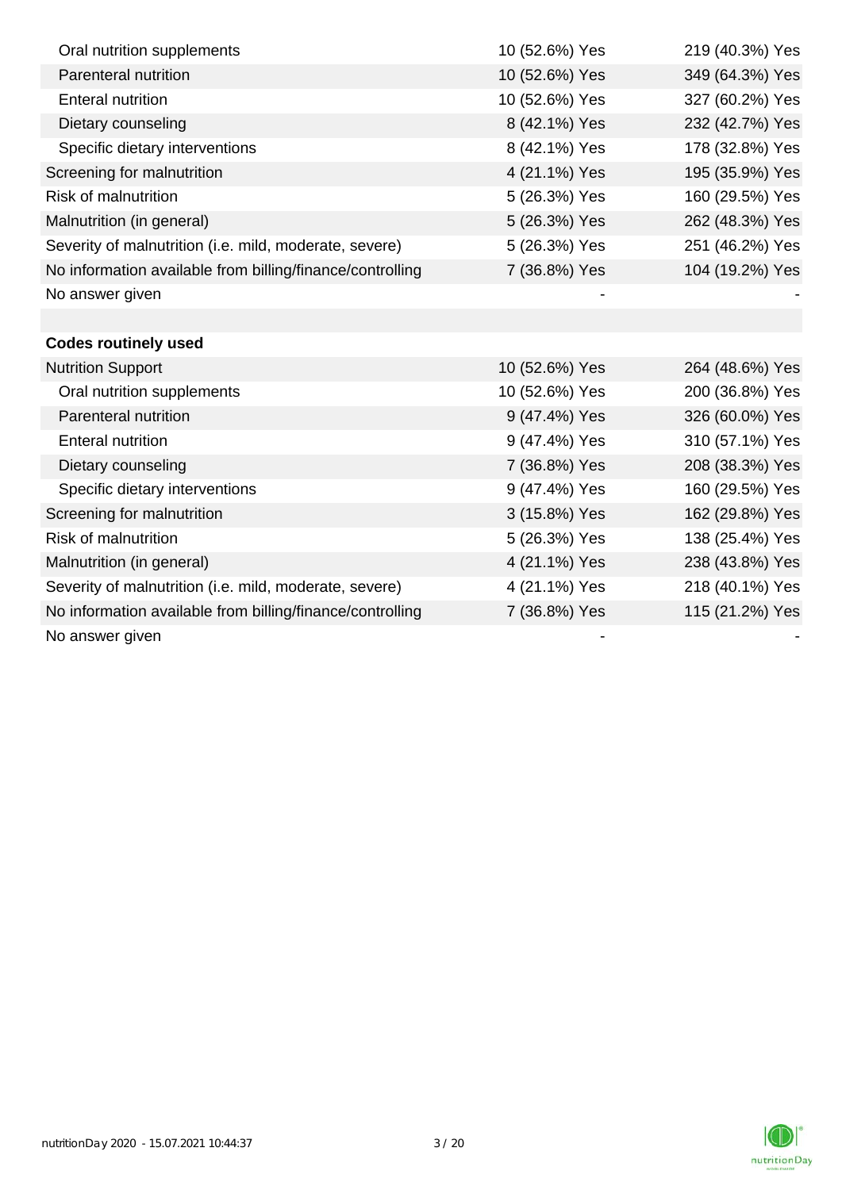| | | |
|---|---|---|
| Oral nutrition supplements | 10 (52.6%) Yes | 219 (40.3%) Yes |
| Parenteral nutrition | 10 (52.6%) Yes | 349 (64.3%) Yes |
| Enteral nutrition | 10 (52.6%) Yes | 327 (60.2%) Yes |
| Dietary counseling | 8 (42.1%) Yes | 232 (42.7%) Yes |
| Specific dietary interventions | 8 (42.1%) Yes | 178 (32.8%) Yes |
| Screening for malnutrition | 4 (21.1%) Yes | 195 (35.9%) Yes |
| Risk of malnutrition | 5 (26.3%) Yes | 160 (29.5%) Yes |
| Malnutrition (in general) | 5 (26.3%) Yes | 262 (48.3%) Yes |
| Severity of malnutrition (i.e. mild, moderate, severe) | 5 (26.3%) Yes | 251 (46.2%) Yes |
| No information available from billing/finance/controlling | 7 (36.8%) Yes | 104 (19.2%) Yes |
| No answer given | - | - |
| | | |
| **Codes routinely used** | | |
| Nutrition Support | 10 (52.6%) Yes | 264 (48.6%) Yes |
| Oral nutrition supplements | 10 (52.6%) Yes | 200 (36.8%) Yes |
| Parenteral nutrition | 9 (47.4%) Yes | 326 (60.0%) Yes |
| Enteral nutrition | 9 (47.4%) Yes | 310 (57.1%) Yes |
| Dietary counseling | 7 (36.8%) Yes | 208 (38.3%) Yes |
| Specific dietary interventions | 9 (47.4%) Yes | 160 (29.5%) Yes |
| Screening for malnutrition | 3 (15.8%) Yes | 162 (29.8%) Yes |
| Risk of malnutrition | 5 (26.3%) Yes | 138 (25.4%) Yes |
| Malnutrition (in general) | 4 (21.1%) Yes | 238 (43.8%) Yes |
| Severity of malnutrition (i.e. mild, moderate, severe) | 4 (21.1%) Yes | 218 (40.1%) Yes |
| No information available from billing/finance/controlling | 7 (36.8%) Yes | 115 (21.2%) Yes |
| No answer given | - | - |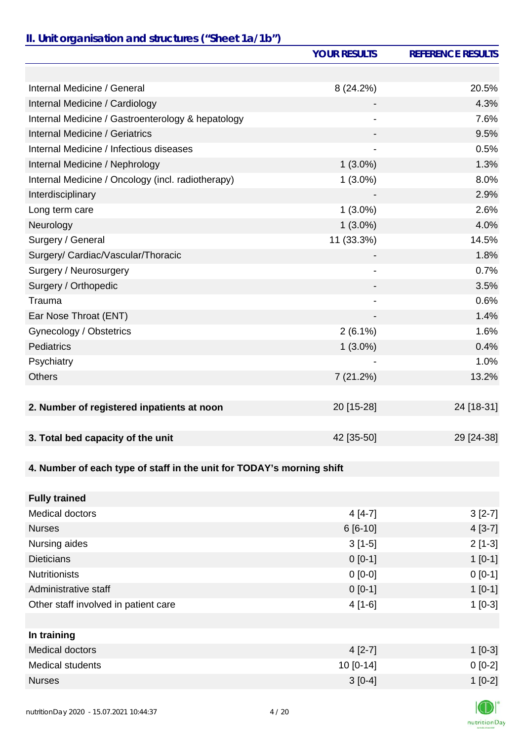## II. Unit organisation and structures ("Sheet 1a/1b")

| | YOUR RESULTS | REFERENCE RESULTS |
|---|---|---|
| | | |
| Internal Medicine / General | 8 (24.2%) | 20.5% |
| Internal Medicine / Cardiology | - | 4.3% |
| Internal Medicine / Gastroenterology & hepatology | - | 7.6% |
| Internal Medicine / Geriatrics | - | 9.5% |
| Internal Medicine / Infectious diseases | - | 0.5% |
| Internal Medicine / Nephrology | 1 (3.0%) | 1.3% |
| Internal Medicine / Oncology (incl. radiotherapy) | 1 (3.0%) | 8.0% |
| Interdisciplinary | - | 2.9% |
| Long term care | 1 (3.0%) | 2.6% |
| Neurology | 1 (3.0%) | 4.0% |
| Surgery / General | 11 (33.3%) | 14.5% |
| Surgery/ Cardiac/Vascular/Thoracic | - | 1.8% |
| Surgery / Neurosurgery | - | 0.7% |
| Surgery / Orthopedic | - | 3.5% |
| Trauma | - | 0.6% |
| Ear Nose Throat (ENT) | - | 1.4% |
| Gynecology / Obstetrics | 2 (6.1%) | 1.6% |
| Pediatrics | 1 (3.0%) | 0.4% |
| Psychiatry | - | 1.0% |
| Others | 7 (21.2%) | 13.2% |
| | | |
| **2. Number of registered inpatients at noon** | 20 [15-28] | 24 [18-31] |
| | | |
| **3. Total bed capacity of the unit** | 42 [35-50] | 29 [24-38] |
| | | |
| **4. Number of each type of staff in the unit for TODAY's morning shift** | | |
| | | |
| **Fully trained** | | |
| Medical doctors | 4 [4-7] | 3 [2-7] |
| Nurses | 6 [6-10] | 4 [3-7] |
| Nursing aides | 3 [1-5] | 2 [1-3] |
| Dieticians | 0 [0-1] | 1 [0-1] |
| Nutritionists | 0 [0-0] | 0 [0-1] |
| Administrative staff | 0 [0-1] | 1 [0-1] |
| Other staff involved in patient care | 4 [1-6] | 1 [0-3] |
| | | |
| **In training** | | |
| Medical doctors | 4 [2-7] | 1 [0-3] |
| Medical students | 10 [0-14] | 0 [0-2] |
| Nurses | 3 [0-4] | 1 [0-2] |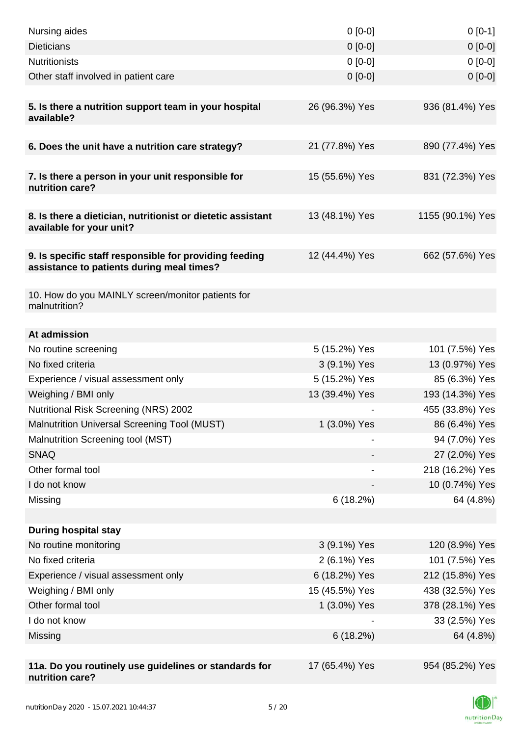| | | |
|---|---|---|
| Nursing aides | 0 [0-0] | 0 [0-1] |
| Dieticians | 0 [0-0] | 0 [0-0] |
| Nutritionists | 0 [0-0] | 0 [0-0] |
| Other staff involved in patient care | 0 [0-0] | 0 [0-0] |
| | | |
| **5. Is there a nutrition support team in your hospital available?** | 26 (96.3%) Yes | 936 (81.4%) Yes |
| | | |
| **6. Does the unit have a nutrition care strategy?** | 21 (77.8%) Yes | 890 (77.4%) Yes |
| | | |
| **7. Is there a person in your unit responsible for nutrition care?** | 15 (55.6%) Yes | 831 (72.3%) Yes |
| | | |
| **8. Is there a dietician, nutritionist or dietetic assistant available for your unit?** | 13 (48.1%) Yes | 1155 (90.1%) Yes |
| | | |
| **9. Is specific staff responsible for providing feeding assistance to patients during meal times?** | 12 (44.4%) Yes | 662 (57.6%) Yes |
| | | |
| 10. How do you MAINLY screen/monitor patients for malnutrition? | | |
| | | |
| **At admission** | | |
| No routine screening | 5 (15.2%) Yes | 101 (7.5%) Yes |
| No fixed criteria | 3 (9.1%) Yes | 13 (0.97%) Yes |
| Experience / visual assessment only | 5 (15.2%) Yes | 85 (6.3%) Yes |
| Weighing / BMI only | 13 (39.4%) Yes | 193 (14.3%) Yes |
| Nutritional Risk Screening (NRS) 2002 | - | 455 (33.8%) Yes |
| Malnutrition Universal Screening Tool (MUST) | 1 (3.0%) Yes | 86 (6.4%) Yes |
| Malnutrition Screening tool (MST) | - | 94 (7.0%) Yes |
| SNAQ | - | 27 (2.0%) Yes |
| Other formal tool | - | 218 (16.2%) Yes |
| I do not know | - | 10 (0.74%) Yes |
| Missing | 6 (18.2%) | 64 (4.8%) |
| | | |
| **During hospital stay** | | |
| No routine monitoring | 3 (9.1%) Yes | 120 (8.9%) Yes |
| No fixed criteria | 2 (6.1%) Yes | 101 (7.5%) Yes |
| Experience / visual assessment only | 6 (18.2%) Yes | 212 (15.8%) Yes |
| Weighing / BMI only | 15 (45.5%) Yes | 438 (32.5%) Yes |
| Other formal tool | 1 (3.0%) Yes | 378 (28.1%) Yes |
| I do not know | - | 33 (2.5%) Yes |
| Missing | 6 (18.2%) | 64 (4.8%) |
| | | |
| **11a. Do you routinely use guidelines or standards for nutrition care?** | 17 (65.4%) Yes | 954 (85.2%) Yes |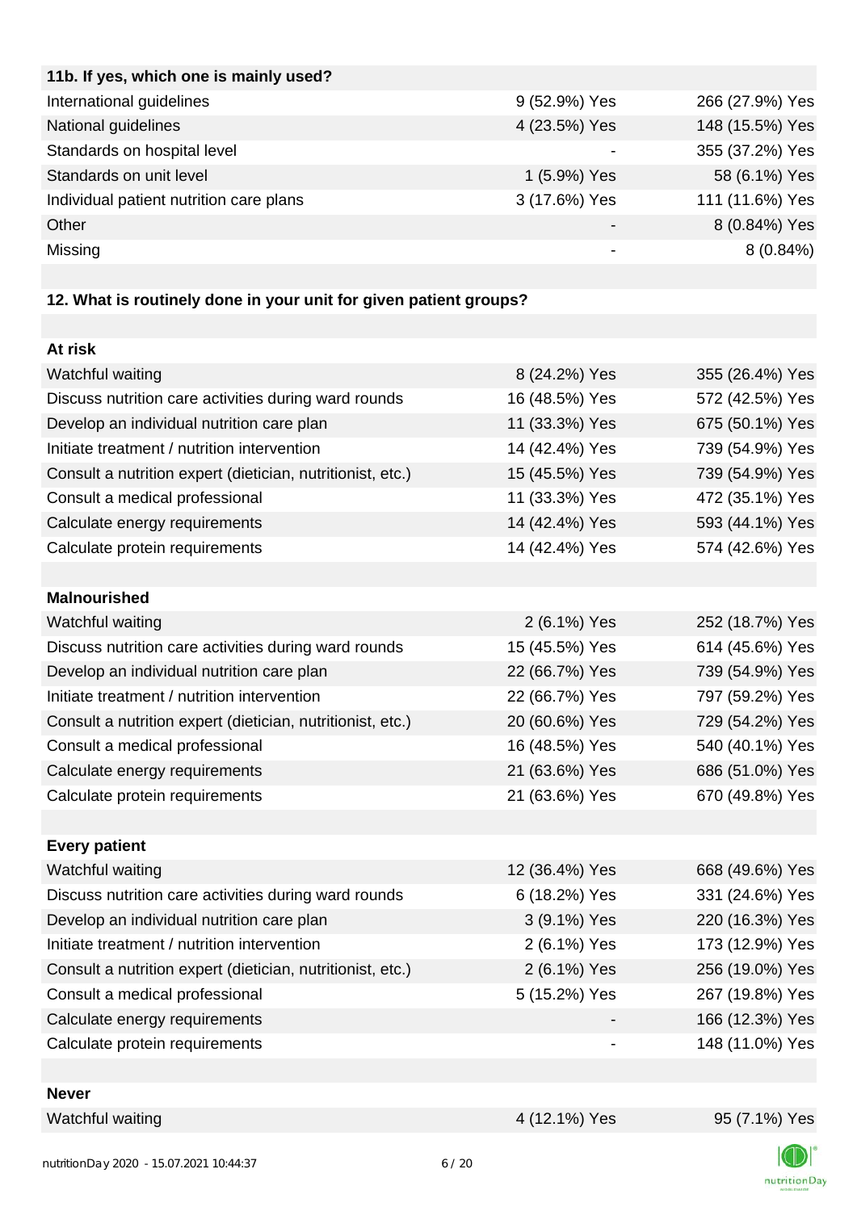| 11b. If yes, which one is mainly used? | | |
|---|---|---|
| International guidelines | 9 (52.9%) Yes | 266 (27.9%) Yes |
| National guidelines | 4 (23.5%) Yes | 148 (15.5%) Yes |
| Standards on hospital level | - | 355 (37.2%) Yes |
| Standards on unit level | 1 (5.9%) Yes | 58 (6.1%) Yes |
| Individual patient nutrition care plans | 3 (17.6%) Yes | 111 (11.6%) Yes |
| Other | - | 8 (0.84%) Yes |
| Missing | - | 8 (0.84%) |

**12. What is routinely done in your unit for given patient groups?**

| At risk | | |
|---|---|---|
| Watchful waiting | 8 (24.2%) Yes | 355 (26.4%) Yes |
| Discuss nutrition care activities during ward rounds | 16 (48.5%) Yes | 572 (42.5%) Yes |
| Develop an individual nutrition care plan | 11 (33.3%) Yes | 675 (50.1%) Yes |
| Initiate treatment / nutrition intervention | 14 (42.4%) Yes | 739 (54.9%) Yes |
| Consult a nutrition expert (dietician, nutritionist, etc.) | 15 (45.5%) Yes | 739 (54.9%) Yes |
| Consult a medical professional | 11 (33.3%) Yes | 472 (35.1%) Yes |
| Calculate energy requirements | 14 (42.4%) Yes | 593 (44.1%) Yes |
| Calculate protein requirements | 14 (42.4%) Yes | 574 (42.6%) Yes |
| **Malnourished** | | |
| Watchful waiting | 2 (6.1%) Yes | 252 (18.7%) Yes |
| Discuss nutrition care activities during ward rounds | 15 (45.5%) Yes | 614 (45.6%) Yes |
| Develop an individual nutrition care plan | 22 (66.7%) Yes | 739 (54.9%) Yes |
| Initiate treatment / nutrition intervention | 22 (66.7%) Yes | 797 (59.2%) Yes |
| Consult a nutrition expert (dietician, nutritionist, etc.) | 20 (60.6%) Yes | 729 (54.2%) Yes |
| Consult a medical professional | 16 (48.5%) Yes | 540 (40.1%) Yes |
| Calculate energy requirements | 21 (63.6%) Yes | 686 (51.0%) Yes |
| Calculate protein requirements | 21 (63.6%) Yes | 670 (49.8%) Yes |
| **Every patient** | | |
| Watchful waiting | 12 (36.4%) Yes | 668 (49.6%) Yes |
| Discuss nutrition care activities during ward rounds | 6 (18.2%) Yes | 331 (24.6%) Yes |
| Develop an individual nutrition care plan | 3 (9.1%) Yes | 220 (16.3%) Yes |
| Initiate treatment / nutrition intervention | 2 (6.1%) Yes | 173 (12.9%) Yes |
| Consult a nutrition expert (dietician, nutritionist, etc.) | 2 (6.1%) Yes | 256 (19.0%) Yes |
| Consult a medical professional | 5 (15.2%) Yes | 267 (19.8%) Yes |
| Calculate energy requirements | - | 166 (12.3%) Yes |
| Calculate protein requirements | - | 148 (11.0%) Yes |
| **Never** | | |
| Watchful waiting | 4 (12.1%) Yes | 95 (7.1%) Yes |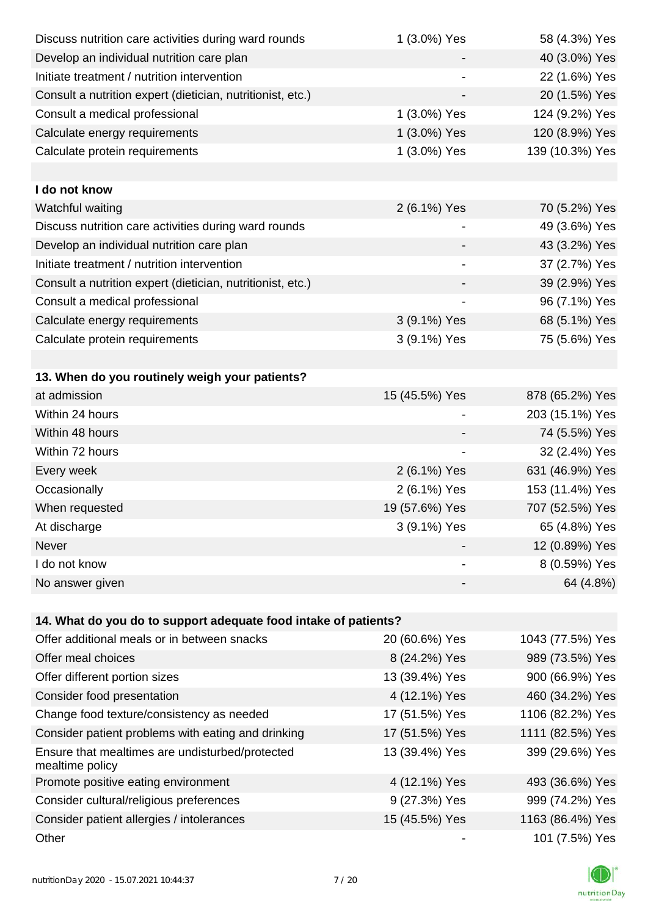| | | |
|---|---|---|
| Discuss nutrition care activities during ward rounds | 1 (3.0%) Yes | 58 (4.3%) Yes |
| Develop an individual nutrition care plan | - | 40 (3.0%) Yes |
| Initiate treatment / nutrition intervention | - | 22 (1.6%) Yes |
| Consult a nutrition expert (dietician, nutritionist, etc.) | - | 20 (1.5%) Yes |
| Consult a medical professional | 1 (3.0%) Yes | 124 (9.2%) Yes |
| Calculate energy requirements | 1 (3.0%) Yes | 120 (8.9%) Yes |
| Calculate protein requirements | 1 (3.0%) Yes | 139 (10.3%) Yes |
| | | |
| **I do not know** | | |
| Watchful waiting | 2 (6.1%) Yes | 70 (5.2%) Yes |
| Discuss nutrition care activities during ward rounds | - | 49 (3.6%) Yes |
| Develop an individual nutrition care plan | - | 43 (3.2%) Yes |
| Initiate treatment / nutrition intervention | - | 37 (2.7%) Yes |
| Consult a nutrition expert (dietician, nutritionist, etc.) | - | 39 (2.9%) Yes |
| Consult a medical professional | - | 96 (7.1%) Yes |
| Calculate energy requirements | 3 (9.1%) Yes | 68 (5.1%) Yes |
| Calculate protein requirements | 3 (9.1%) Yes | 75 (5.6%) Yes |

| **13. When do you routinely weigh your patients?** | | |
|---|---|---|
| at admission | 15 (45.5%) Yes | 878 (65.2%) Yes |
| Within 24 hours | - | 203 (15.1%) Yes |
| Within 48 hours | - | 74 (5.5%) Yes |
| Within 72 hours | - | 32 (2.4%) Yes |
| Every week | 2 (6.1%) Yes | 631 (46.9%) Yes |
| Occasionally | 2 (6.1%) Yes | 153 (11.4%) Yes |
| When requested | 19 (57.6%) Yes | 707 (52.5%) Yes |
| At discharge | 3 (9.1%) Yes | 65 (4.8%) Yes |
| Never | - | 12 (0.89%) Yes |
| I do not know | - | 8 (0.59%) Yes |
| No answer given | - | 64 (4.8%) |

| **14. What do you do to support adequate food intake of patients?** | | |
|---|---|---|
| Offer additional meals or in between snacks | 20 (60.6%) Yes | 1043 (77.5%) Yes |
| Offer meal choices | 8 (24.2%) Yes | 989 (73.5%) Yes |
| Offer different portion sizes | 13 (39.4%) Yes | 900 (66.9%) Yes |
| Consider food presentation | 4 (12.1%) Yes | 460 (34.2%) Yes |
| Change food texture/consistency as needed | 17 (51.5%) Yes | 1106 (82.2%) Yes |
| Consider patient problems with eating and drinking | 17 (51.5%) Yes | 1111 (82.5%) Yes |
| Ensure that mealtimes are undisturbed/protected mealtime policy | 13 (39.4%) Yes | 399 (29.6%) Yes |
| Promote positive eating environment | 4 (12.1%) Yes | 493 (36.6%) Yes |
| Consider cultural/religious preferences | 9 (27.3%) Yes | 999 (74.2%) Yes |
| Consider patient allergies / intolerances | 15 (45.5%) Yes | 1163 (86.4%) Yes |
| Other | - | 101 (7.5%) Yes |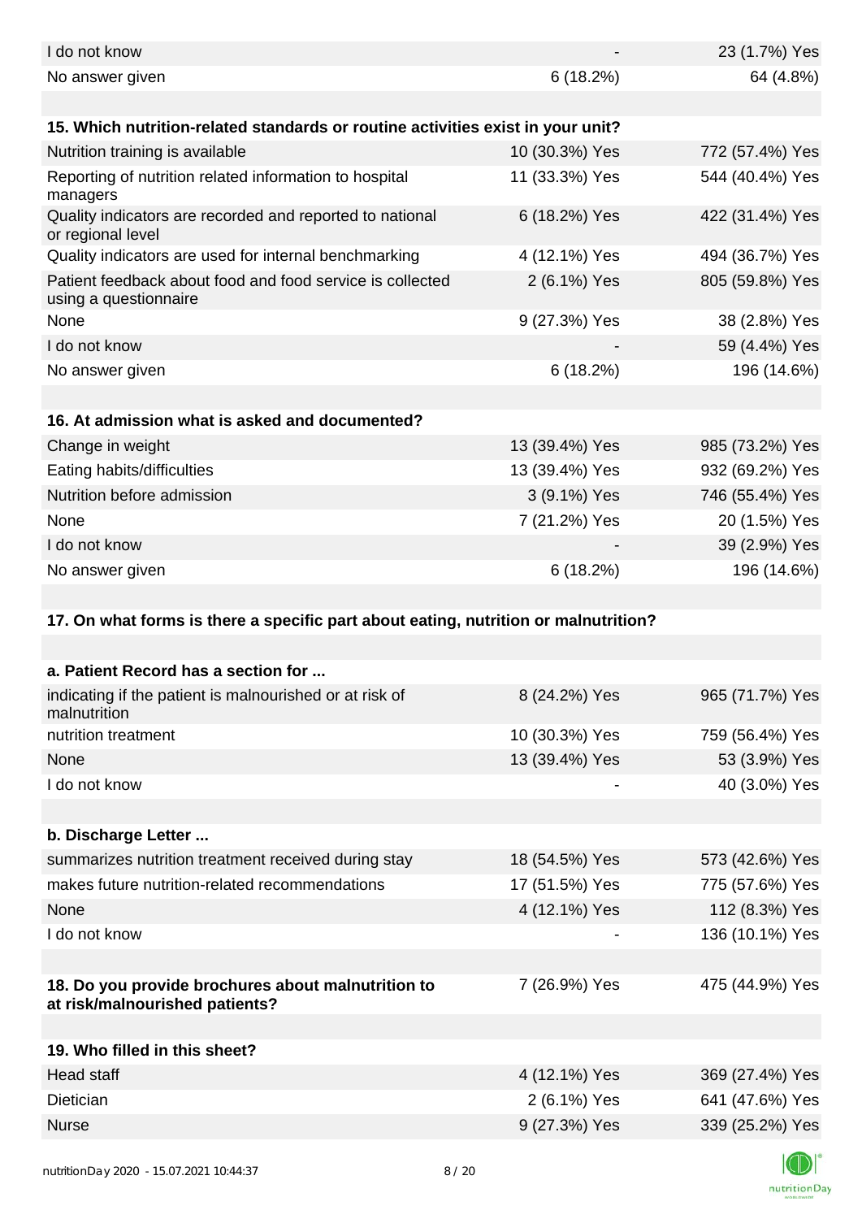| | | |
|---|---|---|
| I do not know | - | 23 (1.7%) Yes |
| No answer given | 6 (18.2%) | 64 (4.8%) |

| **15. Which nutrition-related standards or routine activities exist in your unit?** | | |
|---|---|---|
| Nutrition training is available | 10 (30.3%) Yes | 772 (57.4%) Yes |
| Reporting of nutrition related information to hospital managers | 11 (33.3%) Yes | 544 (40.4%) Yes |
| Quality indicators are recorded and reported to national or regional level | 6 (18.2%) Yes | 422 (31.4%) Yes |
| Quality indicators are used for internal benchmarking | 4 (12.1%) Yes | 494 (36.7%) Yes |
| Patient feedback about food and food service is collected using a questionnaire | 2 (6.1%) Yes | 805 (59.8%) Yes |
| None | 9 (27.3%) Yes | 38 (2.8%) Yes |
| I do not know | - | 59 (4.4%) Yes |
| No answer given | 6 (18.2%) | 196 (14.6%) |

| **16. At admission what is asked and documented?** | | |
|---|---|---|
| Change in weight | 13 (39.4%) Yes | 985 (73.2%) Yes |
| Eating habits/difficulties | 13 (39.4%) Yes | 932 (69.2%) Yes |
| Nutrition before admission | 3 (9.1%) Yes | 746 (55.4%) Yes |
| None | 7 (21.2%) Yes | 20 (1.5%) Yes |
| I do not know | - | 39 (2.9%) Yes |
| No answer given | 6 (18.2%) | 196 (14.6%) |

**17. On what forms is there a specific part about eating, nutrition or malnutrition?**

| **a. Patient Record has a section for ...** | | |
|---|---|---|
| indicating if the patient is malnourished or at risk of malnutrition | 8 (24.2%) Yes | 965 (71.7%) Yes |
| nutrition treatment | 10 (30.3%) Yes | 759 (56.4%) Yes |
| None | 13 (39.4%) Yes | 53 (3.9%) Yes |
| I do not know | - | 40 (3.0%) Yes |

| **b. Discharge Letter ...** | | |
|---|---|---|
| summarizes nutrition treatment received during stay | 18 (54.5%) Yes | 573 (42.6%) Yes |
| makes future nutrition-related recommendations | 17 (51.5%) Yes | 775 (57.6%) Yes |
| None | 4 (12.1%) Yes | 112 (8.3%) Yes |
| I do not know | - | 136 (10.1%) Yes |

| | | |
|---|---|---|
| **18. Do you provide brochures about malnutrition to at risk/malnourished patients?** | 7 (26.9%) Yes | 475 (44.9%) Yes |

| **19. Who filled in this sheet?** | | |
|---|---|---|
| Head staff | 4 (12.1%) Yes | 369 (27.4%) Yes |
| Dietician | 2 (6.1%) Yes | 641 (47.6%) Yes |
| Nurse | 9 (27.3%) Yes | 339 (25.2%) Yes |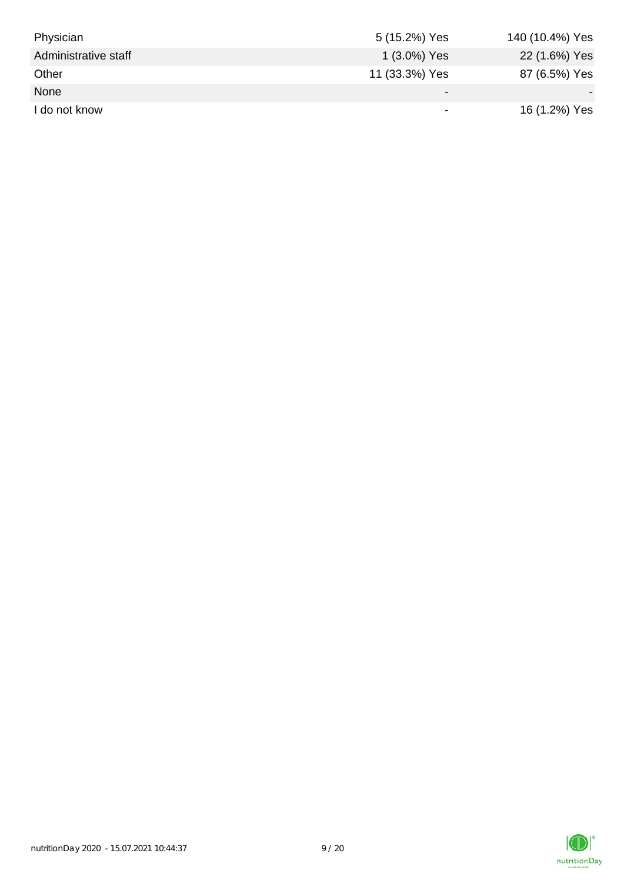| | | |
|---|---|---|
| Physician | 5 (15.2%) Yes | 140 (10.4%) Yes |
| Administrative staff | 1 (3.0%) Yes | 22 (1.6%) Yes |
| Other | 11 (33.3%) Yes | 87 (6.5%) Yes |
| None | - | - |
| I do not know | - | 16 (1.2%) Yes |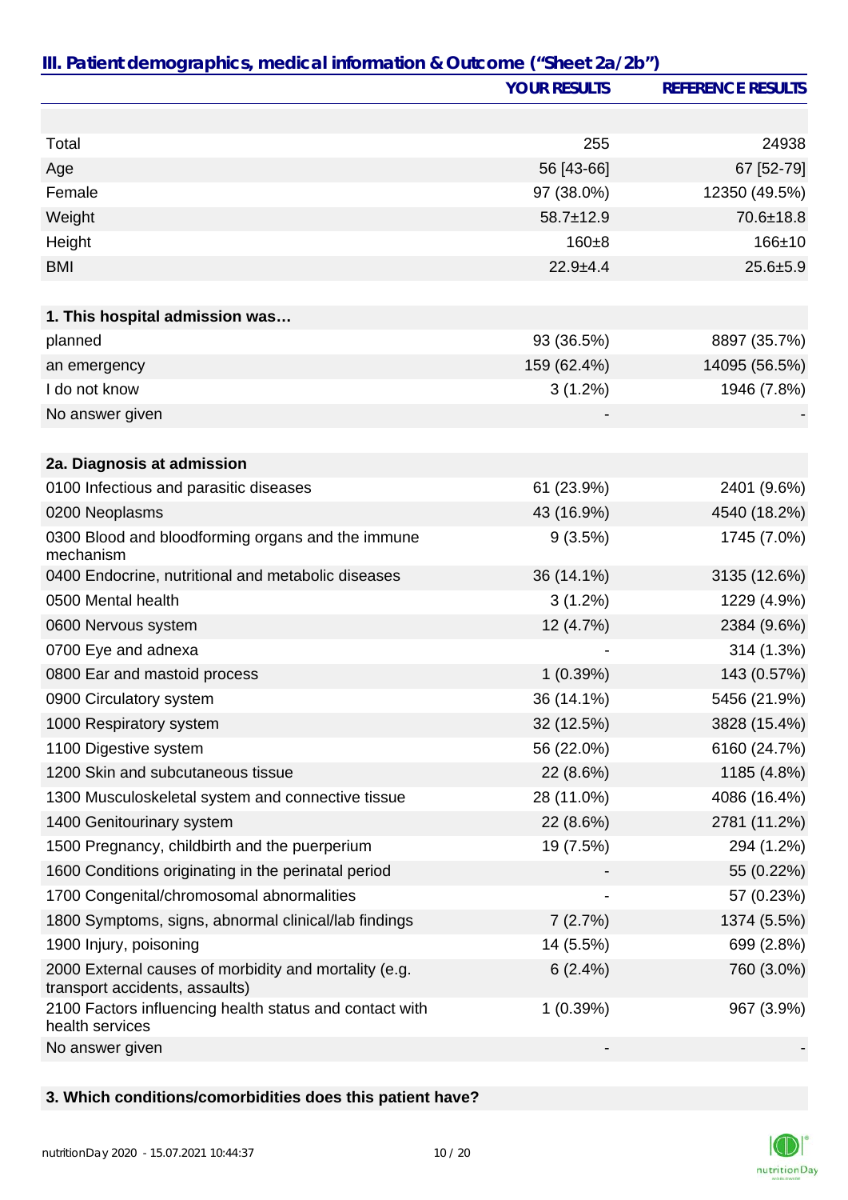## III. Patient demographics, medical information & Outcome ("Sheet 2a/2b")

| | YOUR RESULTS | REFERENCE RESULTS |
|---|---|---|
| | | |
| Total | 255 | 24938 |
| Age | 56 [43-66] | 67 [52-79] |
| Female | 97 (38.0%) | 12350 (49.5%) |
| Weight | 58.7±12.9 | 70.6±18.8 |
| Height | 160±8 | 166±10 |
| BMI | 22.9±4.4 | 25.6±5.9 |
| | | |
| **1. This hospital admission was…** | | |
| planned | 93 (36.5%) | 8897 (35.7%) |
| an emergency | 159 (62.4%) | 14095 (56.5%) |
| I do not know | 3 (1.2%) | 1946 (7.8%) |
| No answer given | - | - |
| | | |
| **2a. Diagnosis at admission** | | |
| 0100 Infectious and parasitic diseases | 61 (23.9%) | 2401 (9.6%) |
| 0200 Neoplasms | 43 (16.9%) | 4540 (18.2%) |
| 0300 Blood and bloodforming organs and the immune mechanism | 9 (3.5%) | 1745 (7.0%) |
| 0400 Endocrine, nutritional and metabolic diseases | 36 (14.1%) | 3135 (12.6%) |
| 0500 Mental health | 3 (1.2%) | 1229 (4.9%) |
| 0600 Nervous system | 12 (4.7%) | 2384 (9.6%) |
| 0700 Eye and adnexa | - | 314 (1.3%) |
| 0800 Ear and mastoid process | 1 (0.39%) | 143 (0.57%) |
| 0900 Circulatory system | 36 (14.1%) | 5456 (21.9%) |
| 1000 Respiratory system | 32 (12.5%) | 3828 (15.4%) |
| 1100 Digestive system | 56 (22.0%) | 6160 (24.7%) |
| 1200 Skin and subcutaneous tissue | 22 (8.6%) | 1185 (4.8%) |
| 1300 Musculoskeletal system and connective tissue | 28 (11.0%) | 4086 (16.4%) |
| 1400 Genitourinary system | 22 (8.6%) | 2781 (11.2%) |
| 1500 Pregnancy, childbirth and the puerperium | 19 (7.5%) | 294 (1.2%) |
| 1600 Conditions originating in the perinatal period | - | 55 (0.22%) |
| 1700 Congenital/chromosomal abnormalities | - | 57 (0.23%) |
| 1800 Symptoms, signs, abnormal clinical/lab findings | 7 (2.7%) | 1374 (5.5%) |
| 1900 Injury, poisoning | 14 (5.5%) | 699 (2.8%) |
| 2000 External causes of morbidity and mortality (e.g. transport accidents, assaults) | 6 (2.4%) | 760 (3.0%) |
| 2100 Factors influencing health status and contact with health services | 1 (0.39%) | 967 (3.9%) |
| No answer given | - | - |

**3. Which conditions/comorbidities does this patient have?**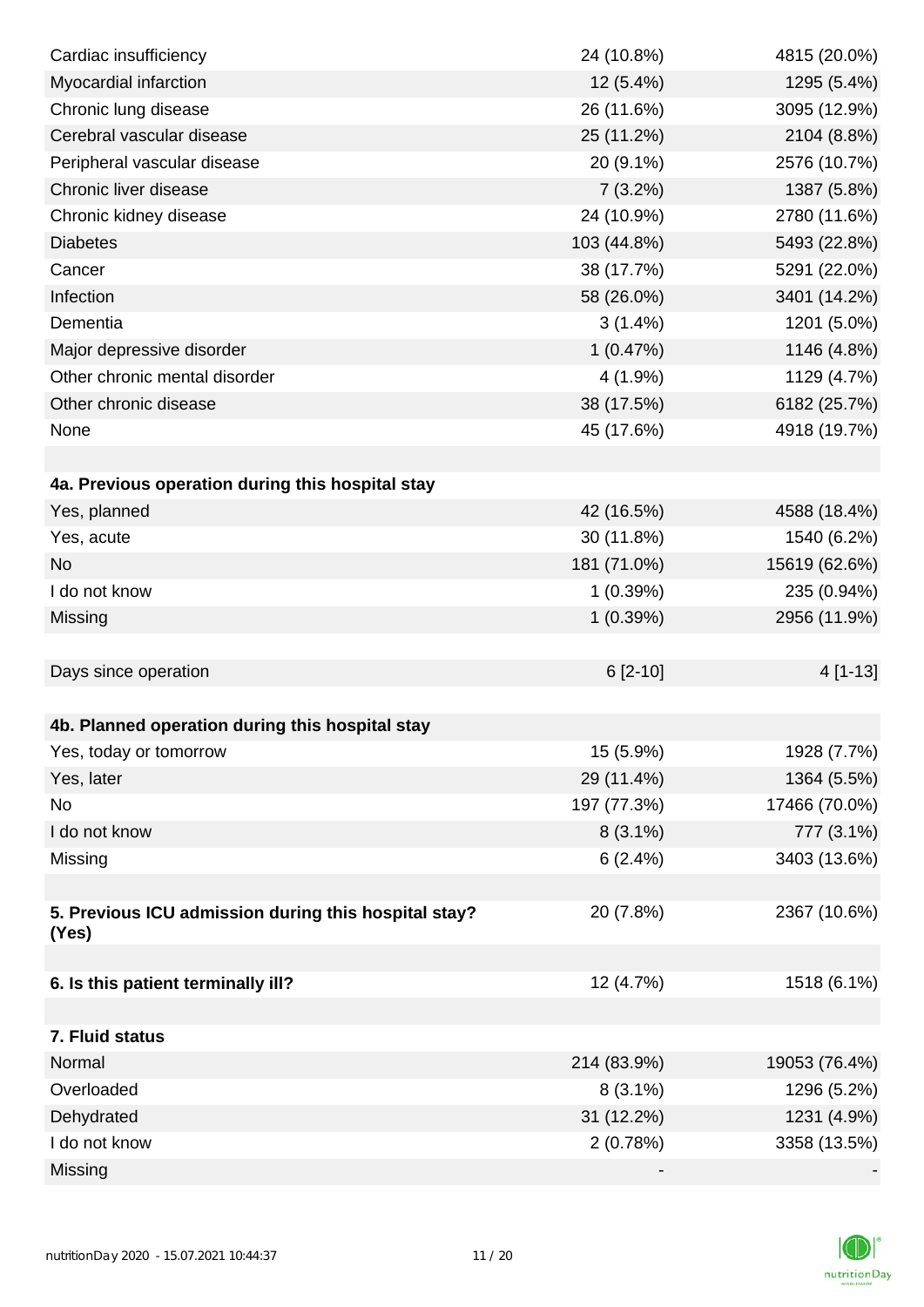| | | |
|---|---|---|
| Cardiac insufficiency | 24 (10.8%) | 4815 (20.0%) |
| Myocardial infarction | 12 (5.4%) | 1295 (5.4%) |
| Chronic lung disease | 26 (11.6%) | 3095 (12.9%) |
| Cerebral vascular disease | 25 (11.2%) | 2104 (8.8%) |
| Peripheral vascular disease | 20 (9.1%) | 2576 (10.7%) |
| Chronic liver disease | 7 (3.2%) | 1387 (5.8%) |
| Chronic kidney disease | 24 (10.9%) | 2780 (11.6%) |
| Diabetes | 103 (44.8%) | 5493 (22.8%) |
| Cancer | 38 (17.7%) | 5291 (22.0%) |
| Infection | 58 (26.0%) | 3401 (14.2%) |
| Dementia | 3 (1.4%) | 1201 (5.0%) |
| Major depressive disorder | 1 (0.47%) | 1146 (4.8%) |
| Other chronic mental disorder | 4 (1.9%) | 1129 (4.7%) |
| Other chronic disease | 38 (17.5%) | 6182 (25.7%) |
| None | 45 (17.6%) | 4918 (19.7%) |
| | | |
| **4a. Previous operation during this hospital stay** | | |
| Yes, planned | 42 (16.5%) | 4588 (18.4%) |
| Yes, acute | 30 (11.8%) | 1540 (6.2%) |
| No | 181 (71.0%) | 15619 (62.6%) |
| I do not know | 1 (0.39%) | 235 (0.94%) |
| Missing | 1 (0.39%) | 2956 (11.9%) |
| | | |
| Days since operation | 6 [2-10] | 4 [1-13] |
| | | |
| **4b. Planned operation during this hospital stay** | | |
| Yes, today or tomorrow | 15 (5.9%) | 1928 (7.7%) |
| Yes, later | 29 (11.4%) | 1364 (5.5%) |
| No | 197 (77.3%) | 17466 (70.0%) |
| I do not know | 8 (3.1%) | 777 (3.1%) |
| Missing | 6 (2.4%) | 3403 (13.6%) |
| | | |
| **5. Previous ICU admission during this hospital stay? (Yes)** | 20 (7.8%) | 2367 (10.6%) |
| | | |
| **6. Is this patient terminally ill?** | 12 (4.7%) | 1518 (6.1%) |
| | | |
| **7. Fluid status** | | |
| Normal | 214 (83.9%) | 19053 (76.4%) |
| Overloaded | 8 (3.1%) | 1296 (5.2%) |
| Dehydrated | 31 (12.2%) | 1231 (4.9%) |
| I do not know | 2 (0.78%) | 3358 (13.5%) |
| Missing | - | - |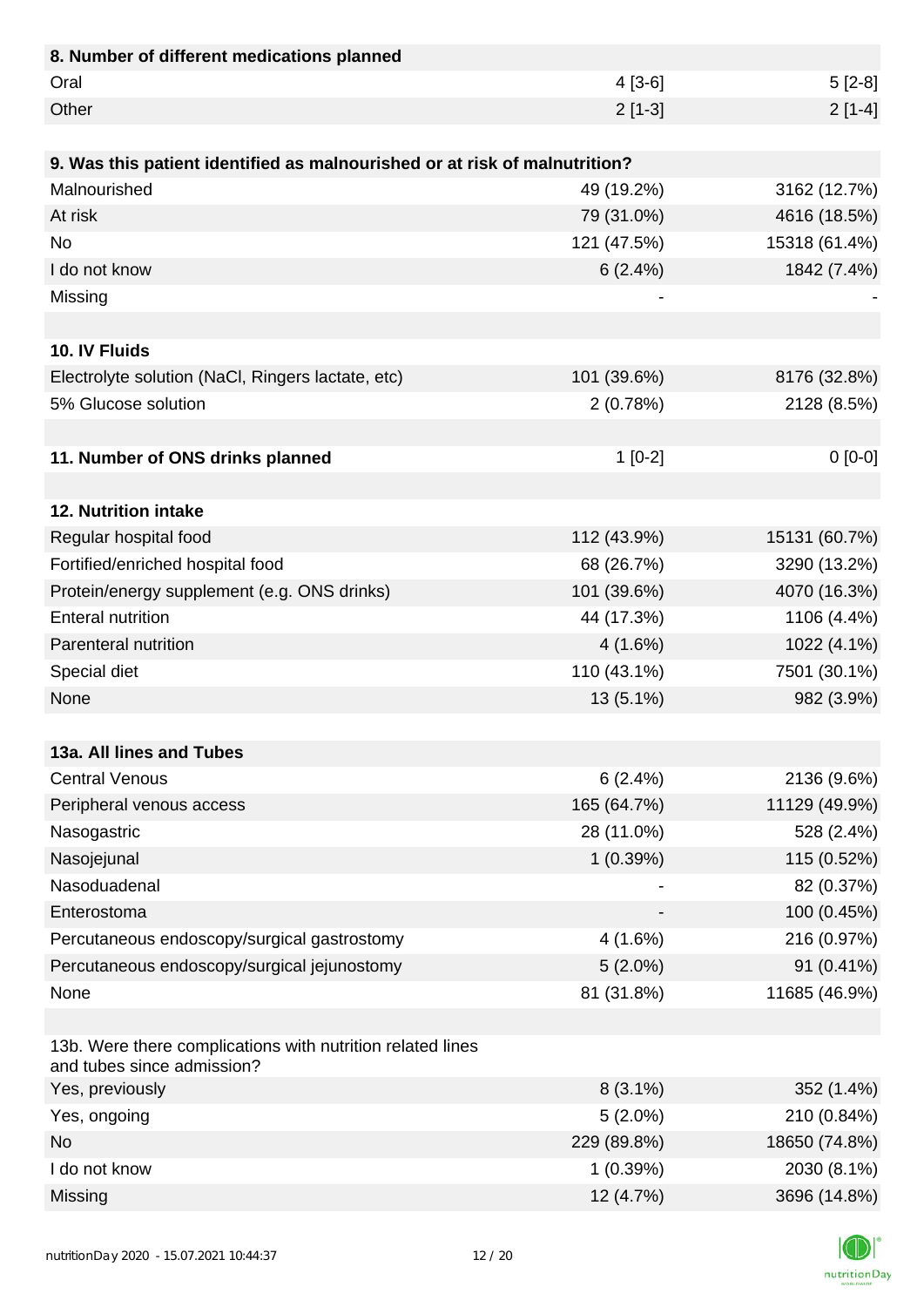| 8. Number of different medications planned | | |
|---|---|---|
| Oral | 4 [3-6] | 5 [2-8] |
| Other | 2 [1-3] | 2 [1-4] |

| 9. Was this patient identified as malnourished or at risk of malnutrition? | | |
|---|---|---|
| Malnourished | 49 (19.2%) | 3162 (12.7%) |
| At risk | 79 (31.0%) | 4616 (18.5%) |
| No | 121 (47.5%) | 15318 (61.4%) |
| I do not know | 6 (2.4%) | 1842 (7.4%) |
| Missing | - | - |

| 10. IV Fluids | | |
|---|---|---|
| Electrolyte solution (NaCl, Ringers lactate, etc) | 101 (39.6%) | 8176 (32.8%) |
| 5% Glucose solution | 2 (0.78%) | 2128 (8.5%) |

| 11. Number of ONS drinks planned | 1 [0-2] | 0 [0-0] |
|---|---|---|

| 12. Nutrition intake | | |
|---|---|---|
| Regular hospital food | 112 (43.9%) | 15131 (60.7%) |
| Fortified/enriched hospital food | 68 (26.7%) | 3290 (13.2%) |
| Protein/energy supplement (e.g. ONS drinks) | 101 (39.6%) | 4070 (16.3%) |
| Enteral nutrition | 44 (17.3%) | 1106 (4.4%) |
| Parenteral nutrition | 4 (1.6%) | 1022 (4.1%) |
| Special diet | 110 (43.1%) | 7501 (30.1%) |
| None | 13 (5.1%) | 982 (3.9%) |

| 13a. All lines and Tubes | | |
|---|---|---|
| Central Venous | 6 (2.4%) | 2136 (9.6%) |
| Peripheral venous access | 165 (64.7%) | 11129 (49.9%) |
| Nasogastric | 28 (11.0%) | 528 (2.4%) |
| Nasojejunal | 1 (0.39%) | 115 (0.52%) |
| Nasoduadenal | - | 82 (0.37%) |
| Enterostoma | - | 100 (0.45%) |
| Percutaneous endoscopy/surgical gastrostomy | 4 (1.6%) | 216 (0.97%) |
| Percutaneous endoscopy/surgical jejunostomy | 5 (2.0%) | 91 (0.41%) |
| None | 81 (31.8%) | 11685 (46.9%) |

| 13b. Were there complications with nutrition related lines and tubes since admission? | | |
|---|---|---|
| Yes, previously | 8 (3.1%) | 352 (1.4%) |
| Yes, ongoing | 5 (2.0%) | 210 (0.84%) |
| No | 229 (89.8%) | 18650 (74.8%) |
| I do not know | 1 (0.39%) | 2030 (8.1%) |
| Missing | 12 (4.7%) | 3696 (14.8%) |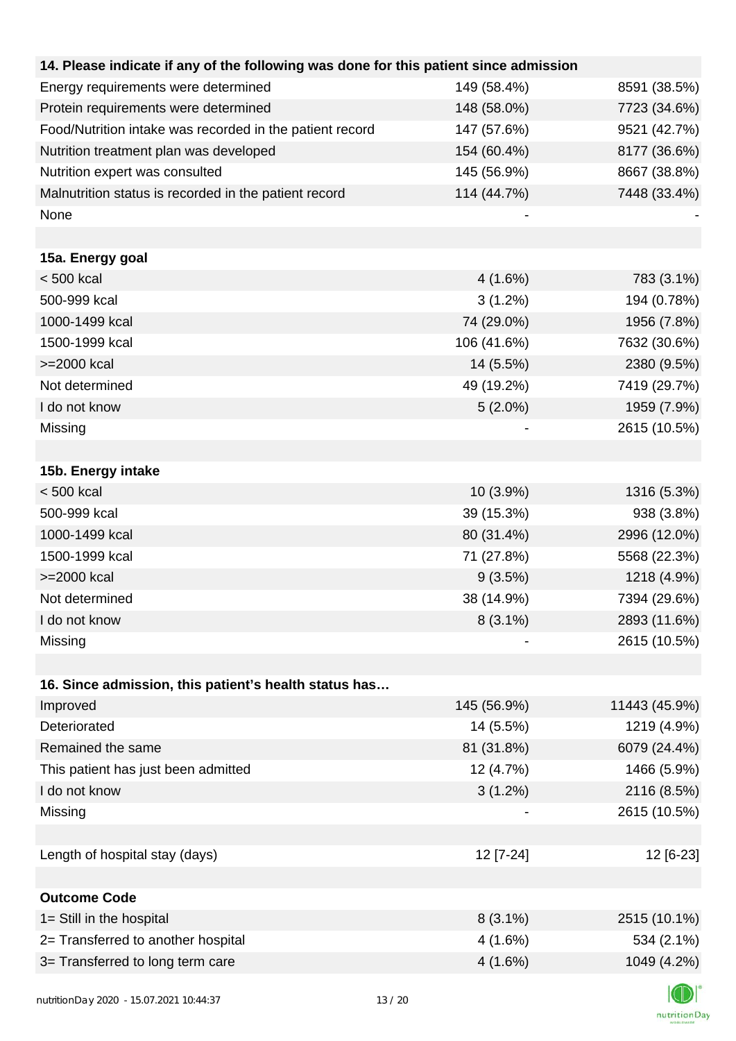| 14. Please indicate if any of the following was done for this patient since admission | | |
|---|---|---|
| Energy requirements were determined | 149 (58.4%) | 8591 (38.5%) |
| Protein requirements were determined | 148 (58.0%) | 7723 (34.6%) |
| Food/Nutrition intake was recorded in the patient record | 147 (57.6%) | 9521 (42.7%) |
| Nutrition treatment plan was developed | 154 (60.4%) | 8177 (36.6%) |
| Nutrition expert was consulted | 145 (56.9%) | 8667 (38.8%) |
| Malnutrition status is recorded in the patient record | 114 (44.7%) | 7448 (33.4%) |
| None | - | - |

| 15a. Energy goal | | |
|---|---|---|
| < 500 kcal | 4 (1.6%) | 783 (3.1%) |
| 500-999 kcal | 3 (1.2%) | 194 (0.78%) |
| 1000-1499 kcal | 74 (29.0%) | 1956 (7.8%) |
| 1500-1999 kcal | 106 (41.6%) | 7632 (30.6%) |
| >=2000 kcal | 14 (5.5%) | 2380 (9.5%) |
| Not determined | 49 (19.2%) | 7419 (29.7%) |
| I do not know | 5 (2.0%) | 1959 (7.9%) |
| Missing | - | 2615 (10.5%) |

| 15b. Energy intake | | |
|---|---|---|
| < 500 kcal | 10 (3.9%) | 1316 (5.3%) |
| 500-999 kcal | 39 (15.3%) | 938 (3.8%) |
| 1000-1499 kcal | 80 (31.4%) | 2996 (12.0%) |
| 1500-1999 kcal | 71 (27.8%) | 5568 (22.3%) |
| >=2000 kcal | 9 (3.5%) | 1218 (4.9%) |
| Not determined | 38 (14.9%) | 7394 (29.6%) |
| I do not know | 8 (3.1%) | 2893 (11.6%) |
| Missing | - | 2615 (10.5%) |

| 16. Since admission, this patient's health status has… | | |
|---|---|---|
| Improved | 145 (56.9%) | 11443 (45.9%) |
| Deteriorated | 14 (5.5%) | 1219 (4.9%) |
| Remained the same | 81 (31.8%) | 6079 (24.4%) |
| This patient has just been admitted | 12 (4.7%) | 1466 (5.9%) |
| I do not know | 3 (1.2%) | 2116 (8.5%) |
| Missing | - | 2615 (10.5%) |

| Length of hospital stay (days) | 12 [7-24] | 12 [6-23] |
|---|---|---|

| Outcome Code | | |
|---|---|---|
| 1= Still in the hospital | 8 (3.1%) | 2515 (10.1%) |
| 2= Transferred to another hospital | 4 (1.6%) | 534 (2.1%) |
| 3= Transferred to long term care | 4 (1.6%) | 1049 (4.2%) |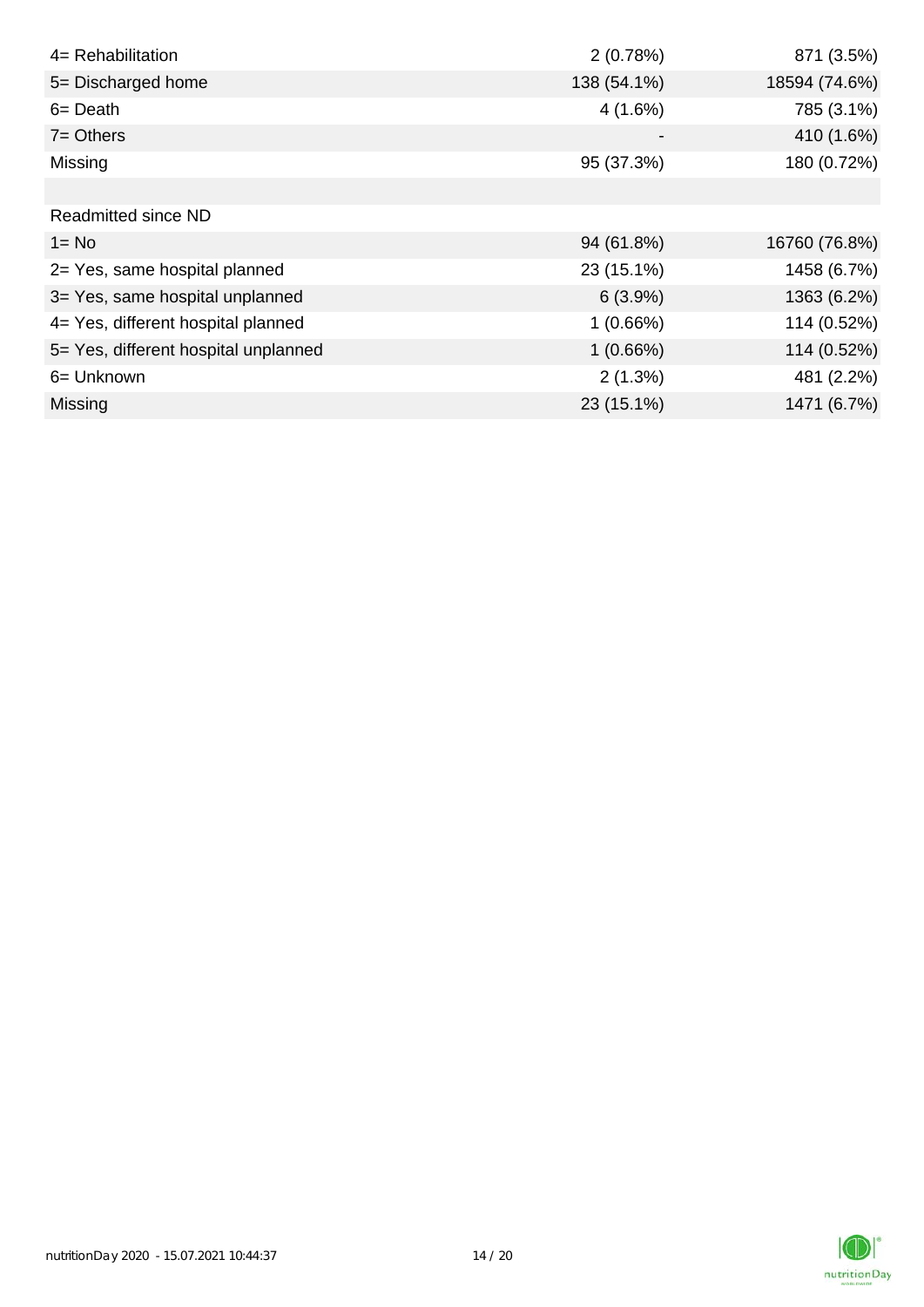| | | |
|---|---|---|
| 4= Rehabilitation | 2 (0.78%) | 871 (3.5%) |
| 5= Discharged home | 138 (54.1%) | 18594 (74.6%) |
| 6= Death | 4 (1.6%) | 785 (3.1%) |
| 7= Others | - | 410 (1.6%) |
| Missing | 95 (37.3%) | 180 (0.72%) |
| | | |
| Readmitted since ND | | |
| 1= No | 94 (61.8%) | 16760 (76.8%) |
| 2= Yes, same hospital planned | 23 (15.1%) | 1458 (6.7%) |
| 3= Yes, same hospital unplanned | 6 (3.9%) | 1363 (6.2%) |
| 4= Yes, different hospital planned | 1 (0.66%) | 114 (0.52%) |
| 5= Yes, different hospital unplanned | 1 (0.66%) | 114 (0.52%) |
| 6= Unknown | 2 (1.3%) | 481 (2.2%) |
| Missing | 23 (15.1%) | 1471 (6.7%) |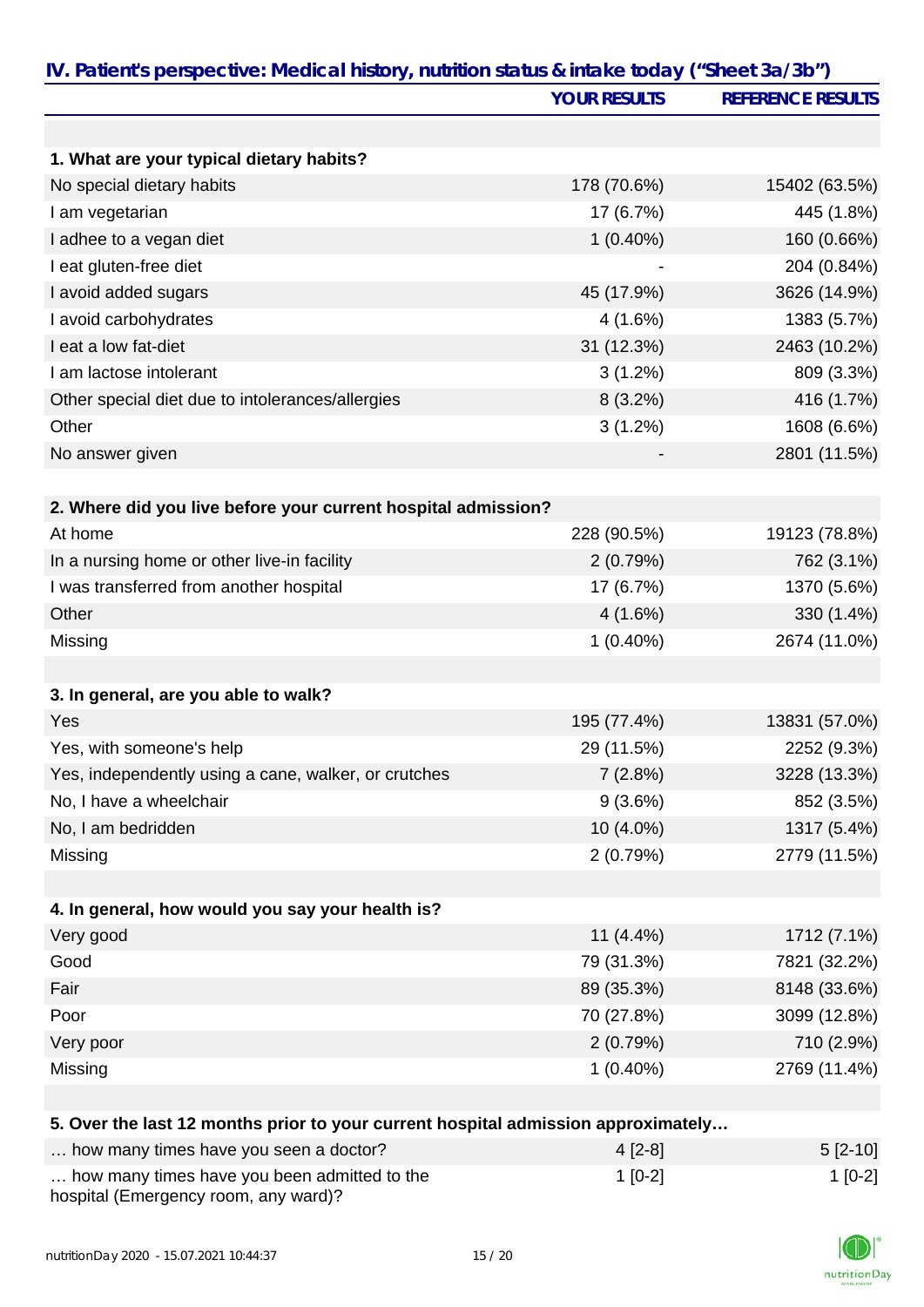## IV. Patient's perspective: Medical history, nutrition status & intake today ("Sheet 3a/3b")

| | YOUR RESULTS | REFERENCE RESULTS |
|---|---|---|
| **1. What are your typical dietary habits?** | | |
| No special dietary habits | 178 (70.6%) | 15402 (63.5%) |
| I am vegetarian | 17 (6.7%) | 445 (1.8%) |
| I adhee to a vegan diet | 1 (0.40%) | 160 (0.66%) |
| I eat gluten-free diet | - | 204 (0.84%) |
| I avoid added sugars | 45 (17.9%) | 3626 (14.9%) |
| I avoid carbohydrates | 4 (1.6%) | 1383 (5.7%) |
| I eat a low fat-diet | 31 (12.3%) | 2463 (10.2%) |
| I am lactose intolerant | 3 (1.2%) | 809 (3.3%) |
| Other special diet due to intolerances/allergies | 8 (3.2%) | 416 (1.7%) |
| Other | 3 (1.2%) | 1608 (6.6%) |
| No answer given | - | 2801 (11.5%) |
| **2. Where did you live before your current hospital admission?** | | |
| At home | 228 (90.5%) | 19123 (78.8%) |
| In a nursing home or other live-in facility | 2 (0.79%) | 762 (3.1%) |
| I was transferred from another hospital | 17 (6.7%) | 1370 (5.6%) |
| Other | 4 (1.6%) | 330 (1.4%) |
| Missing | 1 (0.40%) | 2674 (11.0%) |
| **3. In general, are you able to walk?** | | |
| Yes | 195 (77.4%) | 13831 (57.0%) |
| Yes, with someone's help | 29 (11.5%) | 2252 (9.3%) |
| Yes, independently using a cane, walker, or crutches | 7 (2.8%) | 3228 (13.3%) |
| No, I have a wheelchair | 9 (3.6%) | 852 (3.5%) |
| No, I am bedridden | 10 (4.0%) | 1317 (5.4%) |
| Missing | 2 (0.79%) | 2779 (11.5%) |
| **4. In general, how would you say your health is?** | | |
| Very good | 11 (4.4%) | 1712 (7.1%) |
| Good | 79 (31.3%) | 7821 (32.2%) |
| Fair | 89 (35.3%) | 8148 (33.6%) |
| Poor | 70 (27.8%) | 3099 (12.8%) |
| Very poor | 2 (0.79%) | 710 (2.9%) |
| Missing | 1 (0.40%) | 2769 (11.4%) |
| **5. Over the last 12 months prior to your current hospital admission approximately…** | | |
| … how many times have you seen a doctor? | 4 [2-8] | 5 [2-10] |
| … how many times have you been admitted to the hospital (Emergency room, any ward)? | 1 [0-2] | 1 [0-2] |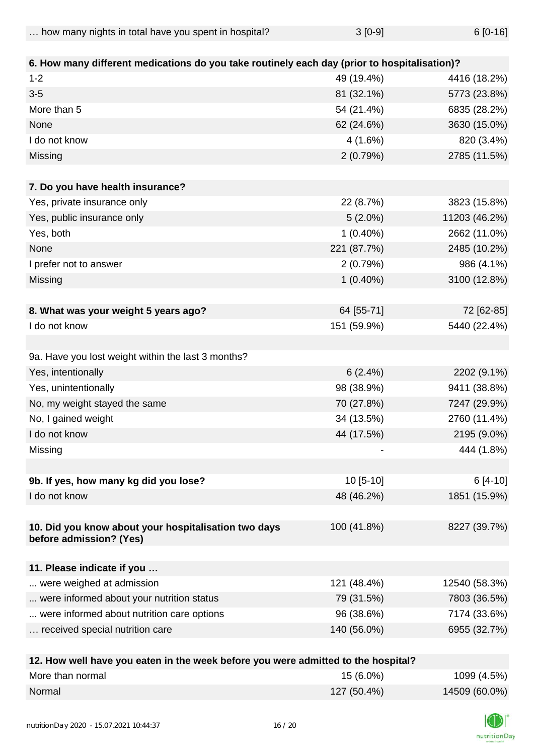| | | |
|---|---|---|
| … how many nights in total have you spent in hospital? | 3 [0-9] | 6 [0-16] |
| | | |
| **6. How many different medications do you take routinely each day (prior to hospitalisation)?** | | |
| 1-2 | 49 (19.4%) | 4416 (18.2%) |
| 3-5 | 81 (32.1%) | 5773 (23.8%) |
| More than 5 | 54 (21.4%) | 6835 (28.2%) |
| None | 62 (24.6%) | 3630 (15.0%) |
| I do not know | 4 (1.6%) | 820 (3.4%) |
| Missing | 2 (0.79%) | 2785 (11.5%) |
| | | |
| **7. Do you have health insurance?** | | |
| Yes, private insurance only | 22 (8.7%) | 3823 (15.8%) |
| Yes, public insurance only | 5 (2.0%) | 11203 (46.2%) |
| Yes, both | 1 (0.40%) | 2662 (11.0%) |
| None | 221 (87.7%) | 2485 (10.2%) |
| I prefer not to answer | 2 (0.79%) | 986 (4.1%) |
| Missing | 1 (0.40%) | 3100 (12.8%) |
| | | |
| **8. What was your weight 5 years ago?** | 64 [55-71] | 72 [62-85] |
| I do not know | 151 (59.9%) | 5440 (22.4%) |
| | | |
| 9a. Have you lost weight within the last 3 months? | | |
| Yes, intentionally | 6 (2.4%) | 2202 (9.1%) |
| Yes, unintentionally | 98 (38.9%) | 9411 (38.8%) |
| No, my weight stayed the same | 70 (27.8%) | 7247 (29.9%) |
| No, I gained weight | 34 (13.5%) | 2760 (11.4%) |
| I do not know | 44 (17.5%) | 2195 (9.0%) |
| Missing | - | 444 (1.8%) |
| | | |
| **9b. If yes, how many kg did you lose?** | 10 [5-10] | 6 [4-10] |
| I do not know | 48 (46.2%) | 1851 (15.9%) |
| | | |
| **10. Did you know about your hospitalisation two days before admission? (Yes)** | 100 (41.8%) | 8227 (39.7%) |
| | | |
| **11. Please indicate if you …** | | |
| ... were weighed at admission | 121 (48.4%) | 12540 (58.3%) |
| ... were informed about your nutrition status | 79 (31.5%) | 7803 (36.5%) |
| ... were informed about nutrition care options | 96 (38.6%) | 7174 (33.6%) |
| … received special nutrition care | 140 (56.0%) | 6955 (32.7%) |
| | | |
| **12. How well have you eaten in the week before you were admitted to the hospital?** | | |
| More than normal | 15 (6.0%) | 1099 (4.5%) |
| Normal | 127 (50.4%) | 14509 (60.0%) |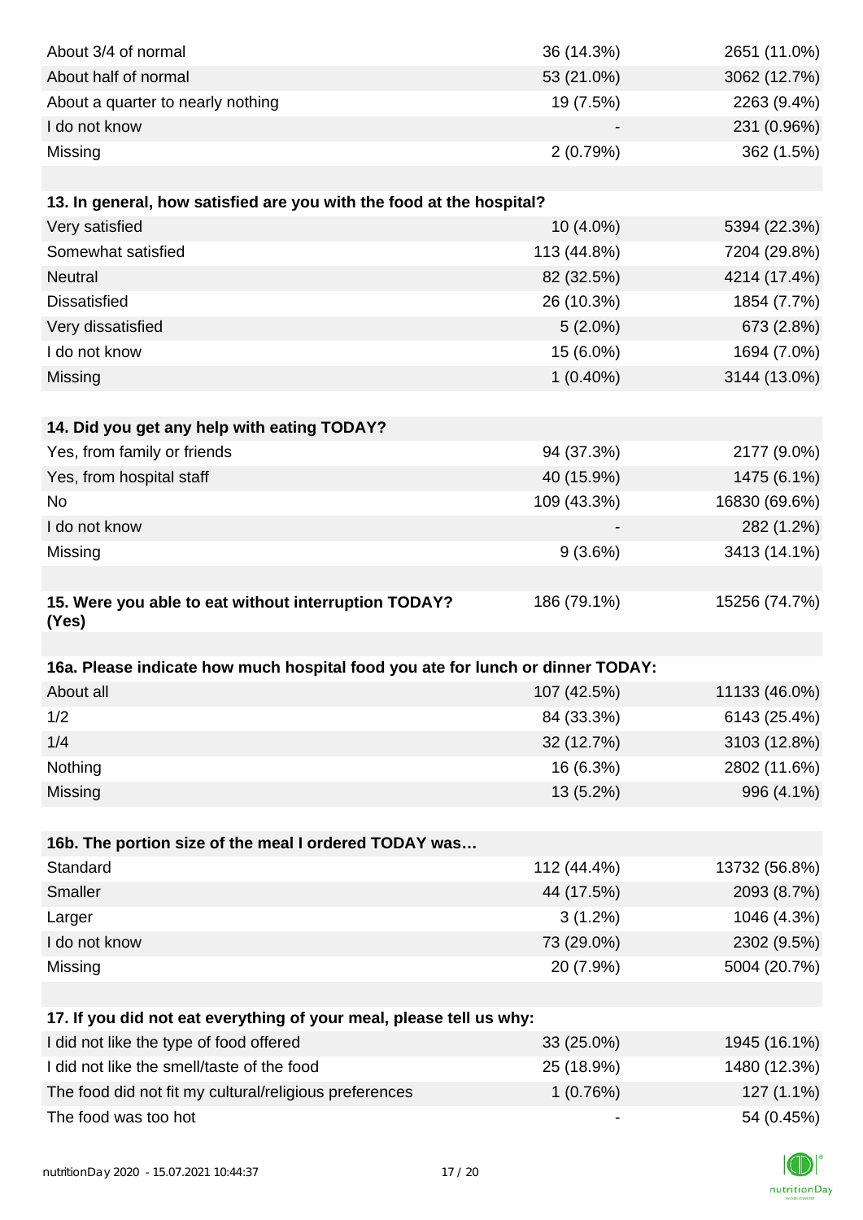| | | |
|---|---|---|
| About 3/4 of normal | 36 (14.3%) | 2651 (11.0%) |
| About half of normal | 53 (21.0%) | 3062 (12.7%) |
| About a quarter to nearly nothing | 19 (7.5%) | 2263 (9.4%) |
| I do not know | - | 231 (0.96%) |
| Missing | 2 (0.79%) | 362 (1.5%) |

| **13. In general, how satisfied are you with the food at the hospital?** | | |
|---|---|---|
| Very satisfied | 10 (4.0%) | 5394 (22.3%) |
| Somewhat satisfied | 113 (44.8%) | 7204 (29.8%) |
| Neutral | 82 (32.5%) | 4214 (17.4%) |
| Dissatisfied | 26 (10.3%) | 1854 (7.7%) |
| Very dissatisfied | 5 (2.0%) | 673 (2.8%) |
| I do not know | 15 (6.0%) | 1694 (7.0%) |
| Missing | 1 (0.40%) | 3144 (13.0%) |

| **14. Did you get any help with eating TODAY?** | | |
|---|---|---|
| Yes, from family or friends | 94 (37.3%) | 2177 (9.0%) |
| Yes, from hospital staff | 40 (15.9%) | 1475 (6.1%) |
| No | 109 (43.3%) | 16830 (69.6%) |
| I do not know | - | 282 (1.2%) |
| Missing | 9 (3.6%) | 3413 (14.1%) |

| **15. Were you able to eat without interruption TODAY? (Yes)** | 186 (79.1%) | 15256 (74.7%) |
|---|---|---|

| **16a. Please indicate how much hospital food you ate for lunch or dinner TODAY:** | | |
|---|---|---|
| About all | 107 (42.5%) | 11133 (46.0%) |
| 1/2 | 84 (33.3%) | 6143 (25.4%) |
| 1/4 | 32 (12.7%) | 3103 (12.8%) |
| Nothing | 16 (6.3%) | 2802 (11.6%) |
| Missing | 13 (5.2%) | 996 (4.1%) |

| **16b. The portion size of the meal I ordered TODAY was…** | | |
|---|---|---|
| Standard | 112 (44.4%) | 13732 (56.8%) |
| Smaller | 44 (17.5%) | 2093 (8.7%) |
| Larger | 3 (1.2%) | 1046 (4.3%) |
| I do not know | 73 (29.0%) | 2302 (9.5%) |
| Missing | 20 (7.9%) | 5004 (20.7%) |

| **17. If you did not eat everything of your meal, please tell us why:** | | |
|---|---|---|
| I did not like the type of food offered | 33 (25.0%) | 1945 (16.1%) |
| I did not like the smell/taste of the food | 25 (18.9%) | 1480 (12.3%) |
| The food did not fit my cultural/religious preferences | 1 (0.76%) | 127 (1.1%) |
| The food was too hot | - | 54 (0.45%) |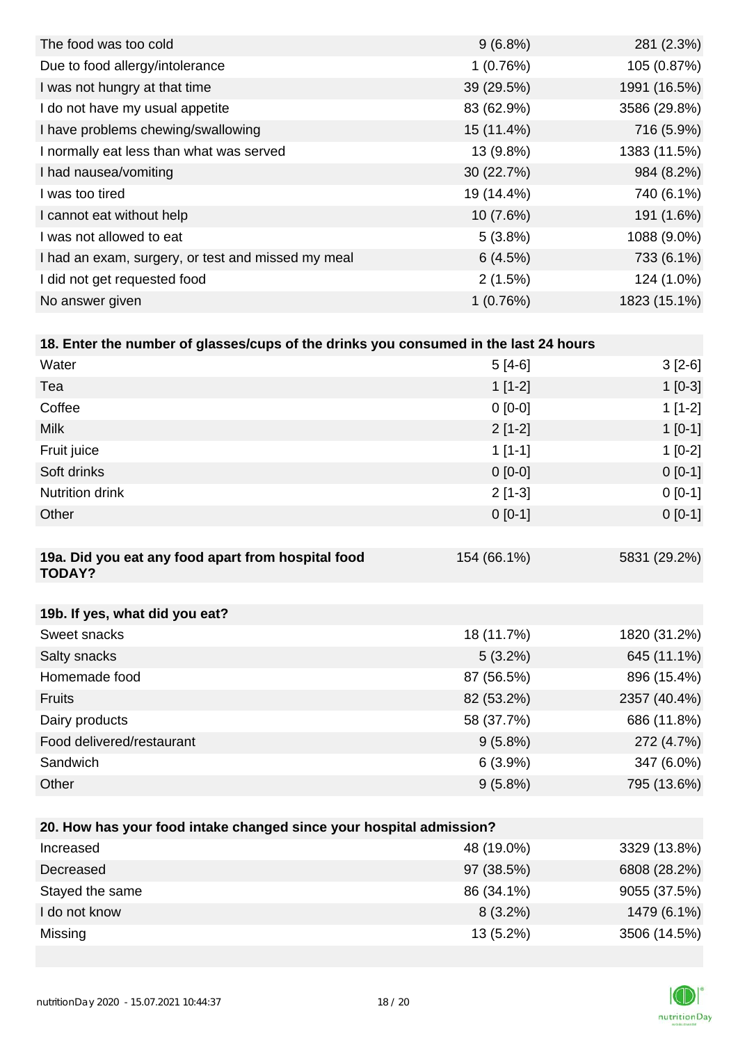| | | |
|---|---|---|
| The food was too cold | 9 (6.8%) | 281 (2.3%) |
| Due to food allergy/intolerance | 1 (0.76%) | 105 (0.87%) |
| I was not hungry at that time | 39 (29.5%) | 1991 (16.5%) |
| I do not have my usual appetite | 83 (62.9%) | 3586 (29.8%) |
| I have problems chewing/swallowing | 15 (11.4%) | 716 (5.9%) |
| I normally eat less than what was served | 13 (9.8%) | 1383 (11.5%) |
| I had nausea/vomiting | 30 (22.7%) | 984 (8.2%) |
| I was too tired | 19 (14.4%) | 740 (6.1%) |
| I cannot eat without help | 10 (7.6%) | 191 (1.6%) |
| I was not allowed to eat | 5 (3.8%) | 1088 (9.0%) |
| I had an exam, surgery, or test and missed my meal | 6 (4.5%) | 733 (6.1%) |
| I did not get requested food | 2 (1.5%) | 124 (1.0%) |
| No answer given | 1 (0.76%) | 1823 (15.1%) |

| **18. Enter the number of glasses/cups of the drinks you consumed in the last 24 hours** | | |
|---|---|---|
| Water | 5 [4-6] | 3 [2-6] |
| Tea | 1 [1-2] | 1 [0-3] |
| Coffee | 0 [0-0] | 1 [1-2] |
| Milk | 2 [1-2] | 1 [0-1] |
| Fruit juice | 1 [1-1] | 1 [0-2] |
| Soft drinks | 0 [0-0] | 0 [0-1] |
| Nutrition drink | 2 [1-3] | 0 [0-1] |
| Other | 0 [0-1] | 0 [0-1] |

| **19a. Did you eat any food apart from hospital food TODAY?** | 154 (66.1%) | 5831 (29.2%) |
|---|---|---|

| **19b. If yes, what did you eat?** | | |
|---|---|---|
| Sweet snacks | 18 (11.7%) | 1820 (31.2%) |
| Salty snacks | 5 (3.2%) | 645 (11.1%) |
| Homemade food | 87 (56.5%) | 896 (15.4%) |
| Fruits | 82 (53.2%) | 2357 (40.4%) |
| Dairy products | 58 (37.7%) | 686 (11.8%) |
| Food delivered/restaurant | 9 (5.8%) | 272 (4.7%) |
| Sandwich | 6 (3.9%) | 347 (6.0%) |
| Other | 9 (5.8%) | 795 (13.6%) |

| **20. How has your food intake changed since your hospital admission?** | | |
|---|---|---|
| Increased | 48 (19.0%) | 3329 (13.8%) |
| Decreased | 97 (38.5%) | 6808 (28.2%) |
| Stayed the same | 86 (34.1%) | 9055 (37.5%) |
| I do not know | 8 (3.2%) | 1479 (6.1%) |
| Missing | 13 (5.2%) | 3506 (14.5%) |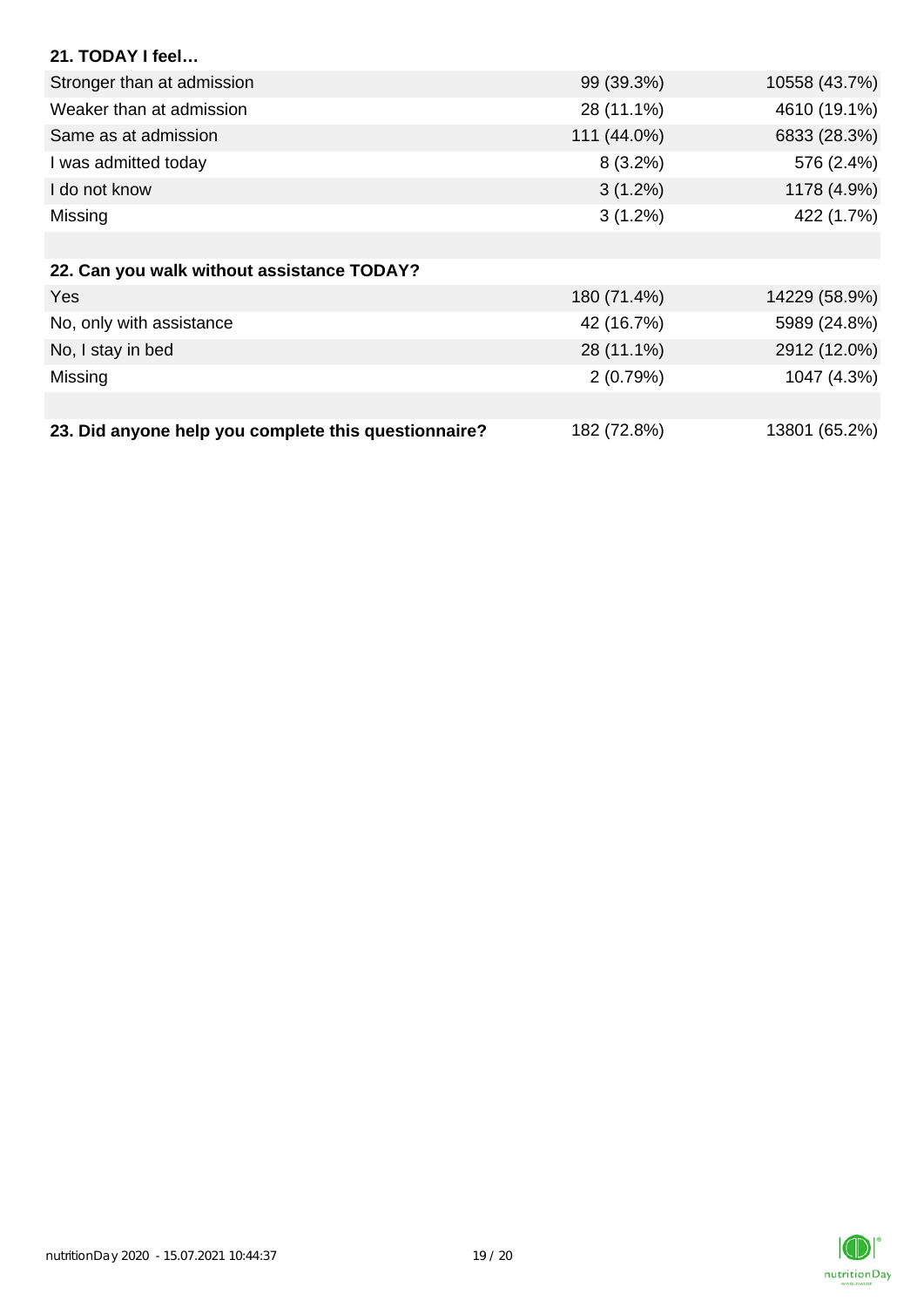**21. TODAY I feel…**

| | | |
|---|---|---|
| Stronger than at admission | 99 (39.3%) | 10558 (43.7%) |
| Weaker than at admission | 28 (11.1%) | 4610 (19.1%) |
| Same as at admission | 111 (44.0%) | 6833 (28.3%) |
| I was admitted today | 8 (3.2%) | 576 (2.4%) |
| I do not know | 3 (1.2%) | 1178 (4.9%) |
| Missing | 3 (1.2%) | 422 (1.7%) |

**22. Can you walk without assistance TODAY?**

| | | |
|---|---|---|
| Yes | 180 (71.4%) | 14229 (58.9%) |
| No, only with assistance | 42 (16.7%) | 5989 (24.8%) |
| No, I stay in bed | 28 (11.1%) | 2912 (12.0%) |
| Missing | 2 (0.79%) | 1047 (4.3%) |

| | | |
|---|---|---|
| **23. Did anyone help you complete this questionnaire?** | 182 (72.8%) | 13801 (65.2%) |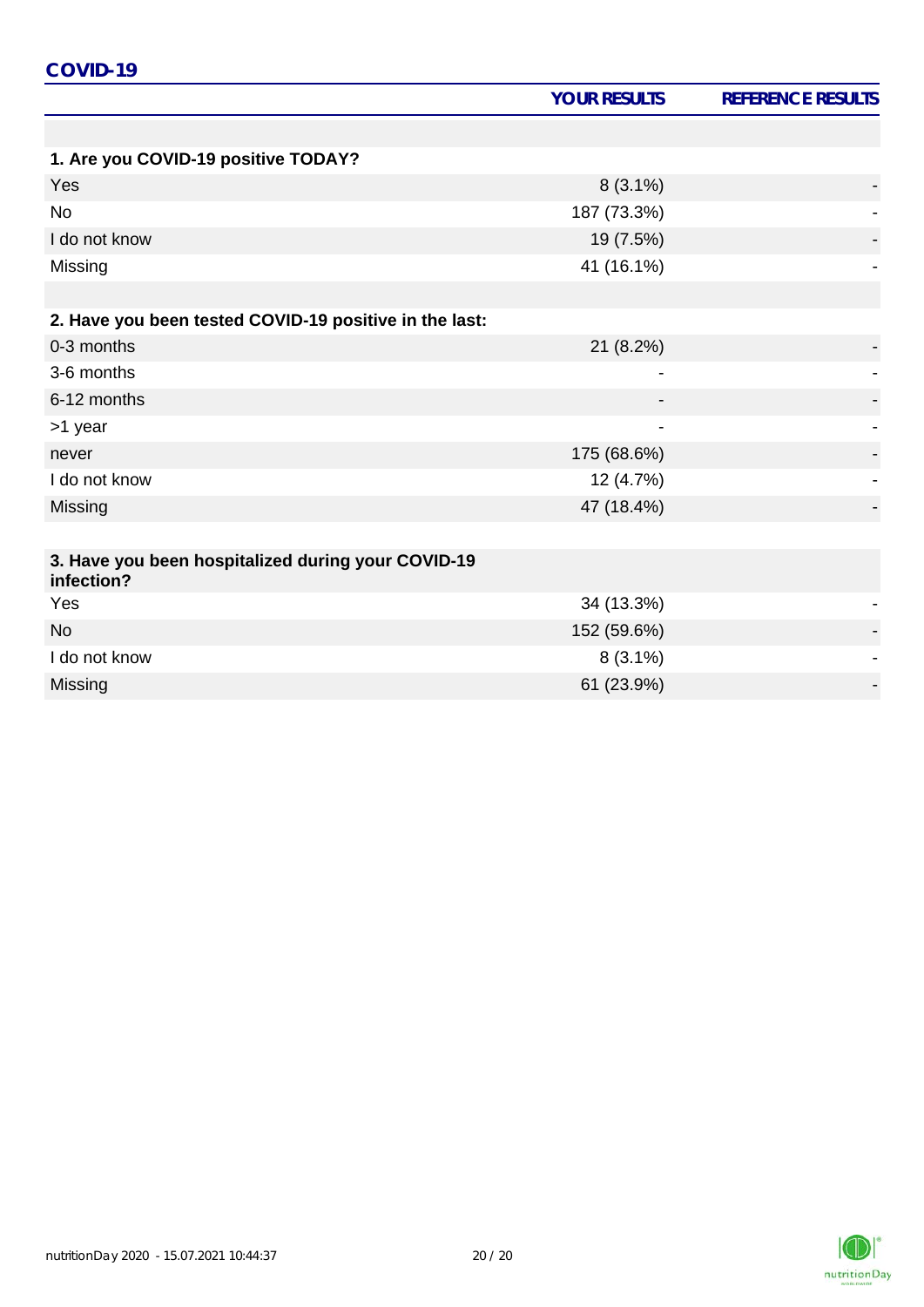## COVID-19

| | YOUR RESULTS | REFERENCE RESULTS |
|---|---|---|
| **1. Are you COVID-19 positive TODAY?** | | |
| Yes | 8 (3.1%) | - |
| No | 187 (73.3%) | - |
| I do not know | 19 (7.5%) | - |
| Missing | 41 (16.1%) | - |
| **2. Have you been tested COVID-19 positive in the last:** | | |
| 0-3 months | 21 (8.2%) | - |
| 3-6 months | - | - |
| 6-12 months | - | - |
| >1 year | - | - |
| never | 175 (68.6%) | - |
| I do not know | 12 (4.7%) | - |
| Missing | 47 (18.4%) | - |
| **3. Have you been hospitalized during your COVID-19 infection?** | | |
| Yes | 34 (13.3%) | - |
| No | 152 (59.6%) | - |
| I do not know | 8 (3.1%) | - |
| Missing | 61 (23.9%) | - |